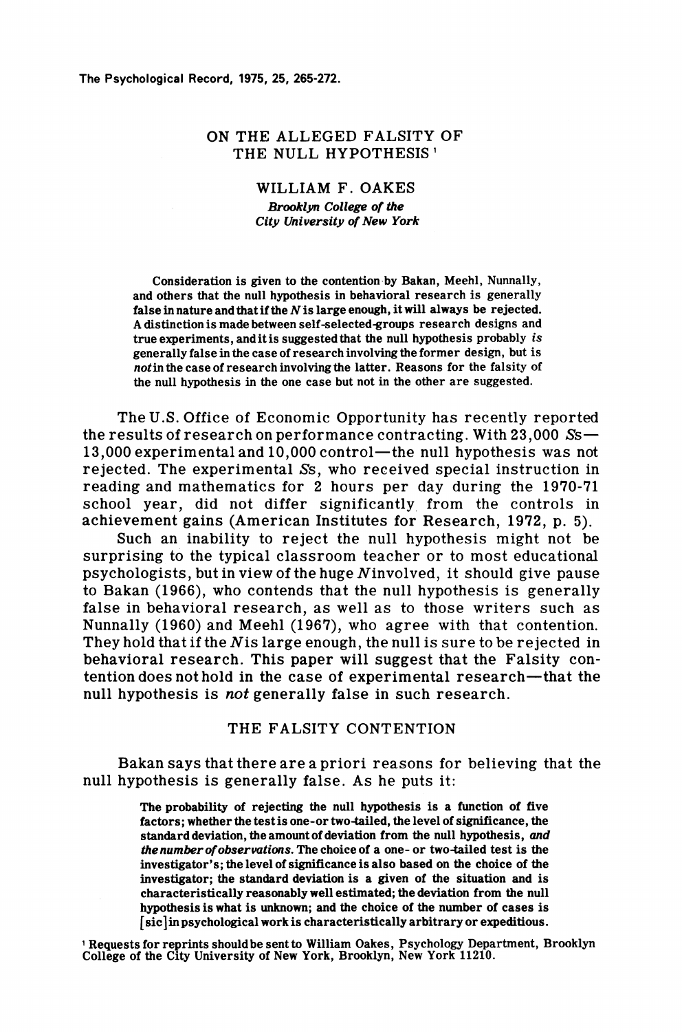# ON THE ALLEGED FALSITY OF THE NULL HYPOTHESIS[1]

**WILLIAM F. OAKES**

*Brooklyn College of the City University of New York*

Consideration is given to the contention by Bakan, Meehl, Nunnally, and others that the null hypothesis in behavioral research is generally false in nature and that if the $N$ is large enough, it will always be rejected. A distinction is made between self-selected-groups research designs and true experiments, and it is suggested that the null hypothesis probably *is* generally false in the case of research involving the former design, but is *not* in the case of research involving the latter. Reasons for the falsity of the null hypothesis in the one case but not in the other are suggested.

The U.S. Office of Economic Opportunity has recently reported the results of research on performance contracting. With 23,000 *S*s—13,000 experimental and 10,000 control—the null hypothesis was not rejected. The experimental *S*s, who received special instruction in reading and mathematics for 2 hours per day during the 1970-71 school year, did not differ significantly from the controls in achievement gains (American Institutes for Research, 1972, p. 5).

Such an inability to reject the null hypothesis might not be surprising to the typical classroom teacher or to most educational psychologists, but in view of the huge $N$ involved, it should give pause to Bakan (1966), who contends that the null hypothesis is generally false in behavioral research, as well as to those writers such as Nunnally (1960) and Meehl (1967), who agree with that contention. They hold that if the $N$ is large enough, the null is sure to be rejected in behavioral research. This paper will suggest that the Falsity contention does not hold in the case of experimental research—that the null hypothesis is *not* generally false in such research.

## THE FALSITY CONTENTION

Bakan says that there are a priori reasons for believing that the null hypothesis is generally false. As he puts it:

> The probability of rejecting the null hypothesis is a function of five factors; whether the test is one- or two-tailed, the level of significance, the standard deviation, the amount of deviation from the null hypothesis, *and the number of observations*. The choice of a one- or two-tailed test is the investigator's; the level of significance is also based on the choice of the investigator; the standard deviation is a given of the situation and is characteristically reasonably well estimated; the deviation from the null hypothesis is what is unknown; and the choice of the number of cases is [sic] in psychological work is characteristically arbitrary or expeditious.

[1] Requests for reprints should be sent to William Oakes, Psychology Department, Brooklyn College of the City University of New York, Brooklyn, New York 11210.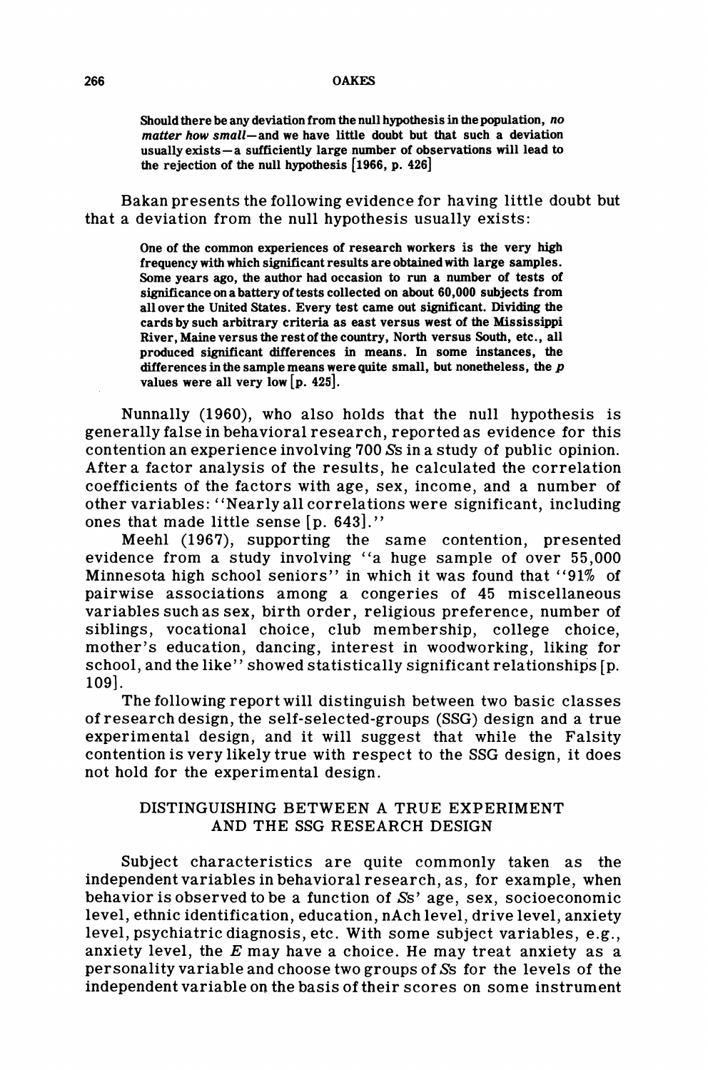> Should there be any deviation from the null hypothesis in the population, *no matter how small*—and we have little doubt but that such a deviation usually exists—a sufficiently large number of observations will lead to the rejection of the null hypothesis [1966, p. 426]

Bakan presents the following evidence for having little doubt but that a deviation from the null hypothesis usually exists:

> One of the common experiences of research workers is the very high frequency with which significant results are obtained with large samples. Some years ago, the author had occasion to run a number of tests of significance on a battery of tests collected on about 60,000 subjects from all over the United States. Every test came out significant. Dividing the cards by such arbitrary criteria as east versus west of the Mississippi River, Maine versus the rest of the country, North versus South, etc., all produced significant differences in means. In some instances, the differences in the sample means were quite small, but nonetheless, the *p* values were all very low [p. 425].

Nunnally (1960), who also holds that the null hypothesis is generally false in behavioral research, reported as evidence for this contention an experience involving 700 *S*s in a study of public opinion. After a factor analysis of the results, he calculated the correlation coefficients of the factors with age, sex, income, and a number of other variables: "Nearly all correlations were significant, including ones that made little sense [p. 643]."

Meehl (1967), supporting the same contention, presented evidence from a study involving "a huge sample of over 55,000 Minnesota high school seniors" in which it was found that "91% of pairwise associations among a congeries of 45 miscellaneous variables such as sex, birth order, religious preference, number of siblings, vocational choice, club membership, college choice, mother's education, dancing, interest in woodworking, liking for school, and the like" showed statistically significant relationships [p. 109].

The following report will distinguish between two basic classes of research design, the self-selected-groups (SSG) design and a true experimental design, and it will suggest that while the Falsity contention is very likely true with respect to the SSG design, it does not hold for the experimental design.

## DISTINGUISHING BETWEEN A TRUE EXPERIMENT AND THE SSG RESEARCH DESIGN

Subject characteristics are quite commonly taken as the independent variables in behavioral research, as, for example, when behavior is observed to be a function of *S*s' age, sex, socioeconomic level, ethnic identification, education, nAch level, drive level, anxiety level, psychiatric diagnosis, etc. With some subject variables, e.g., anxiety level, the *E* may have a choice. He may treat anxiety as a personality variable and choose two groups of *S*s for the levels of the independent variable on the basis of their scores on some instrument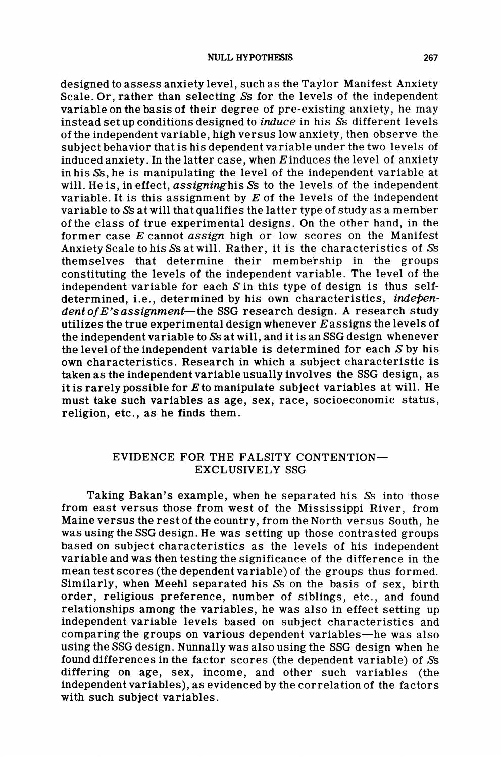designed to assess anxiety level, such as the Taylor Manifest Anxiety Scale. Or, rather than selecting *S*s for the levels of the independent variable on the basis of their degree of pre-existing anxiety, he may instead set up conditions designed to *induce* in his *S*s different levels of the independent variable, high versus low anxiety, then observe the subject behavior that is his dependent variable under the two levels of induced anxiety. In the latter case, when *E* induces the level of anxiety in his *S*s, he is manipulating the level of the independent variable at will. He is, in effect, *assigning* his *S*s to the levels of the independent variable. It is this assignment by *E* of the levels of the independent variable to *S*s at will that qualifies the latter type of study as a member of the class of true experimental designs. On the other hand, in the former case *E* cannot *assign* high or low scores on the Manifest Anxiety Scale to his *S*s at will. Rather, it is the characteristics of *S*s themselves that determine their membership in the groups constituting the levels of the independent variable. The level of the independent variable for each *S* in this type of design is thus self-determined, i.e., determined by his own characteristics, *independent of E's assignment*—the SSG research design. A research study utilizes the true experimental design whenever *E* assigns the levels of the independent variable to *S*s at will, and it is an SSG design whenever the level of the independent variable is determined for each *S* by his own characteristics. Research in which a subject characteristic is taken as the independent variable usually involves the SSG design, as it is rarely possible for *E* to manipulate subject variables at will. He must take such variables as age, sex, race, socioeconomic status, religion, etc., as he finds them.

## EVIDENCE FOR THE FALSITY CONTENTION—EXCLUSIVELY SSG

Taking Bakan's example, when he separated his *S*s into those from east versus those from west of the Mississippi River, from Maine versus the rest of the country, from the North versus South, he was using the SSG design. He was setting up those contrasted groups based on subject characteristics as the levels of his independent variable and was then testing the significance of the difference in the mean test scores (the dependent variable) of the groups thus formed. Similarly, when Meehl separated his *S*s on the basis of sex, birth order, religious preference, number of siblings, etc., and found relationships among the variables, he was also in effect setting up independent variable levels based on subject characteristics and comparing the groups on various dependent variables—he was also using the SSG design. Nunnally was also using the SSG design when he found differences in the factor scores (the dependent variable) of *S*s differing on age, sex, income, and other such variables (the independent variables), as evidenced by the correlation of the factors with such subject variables.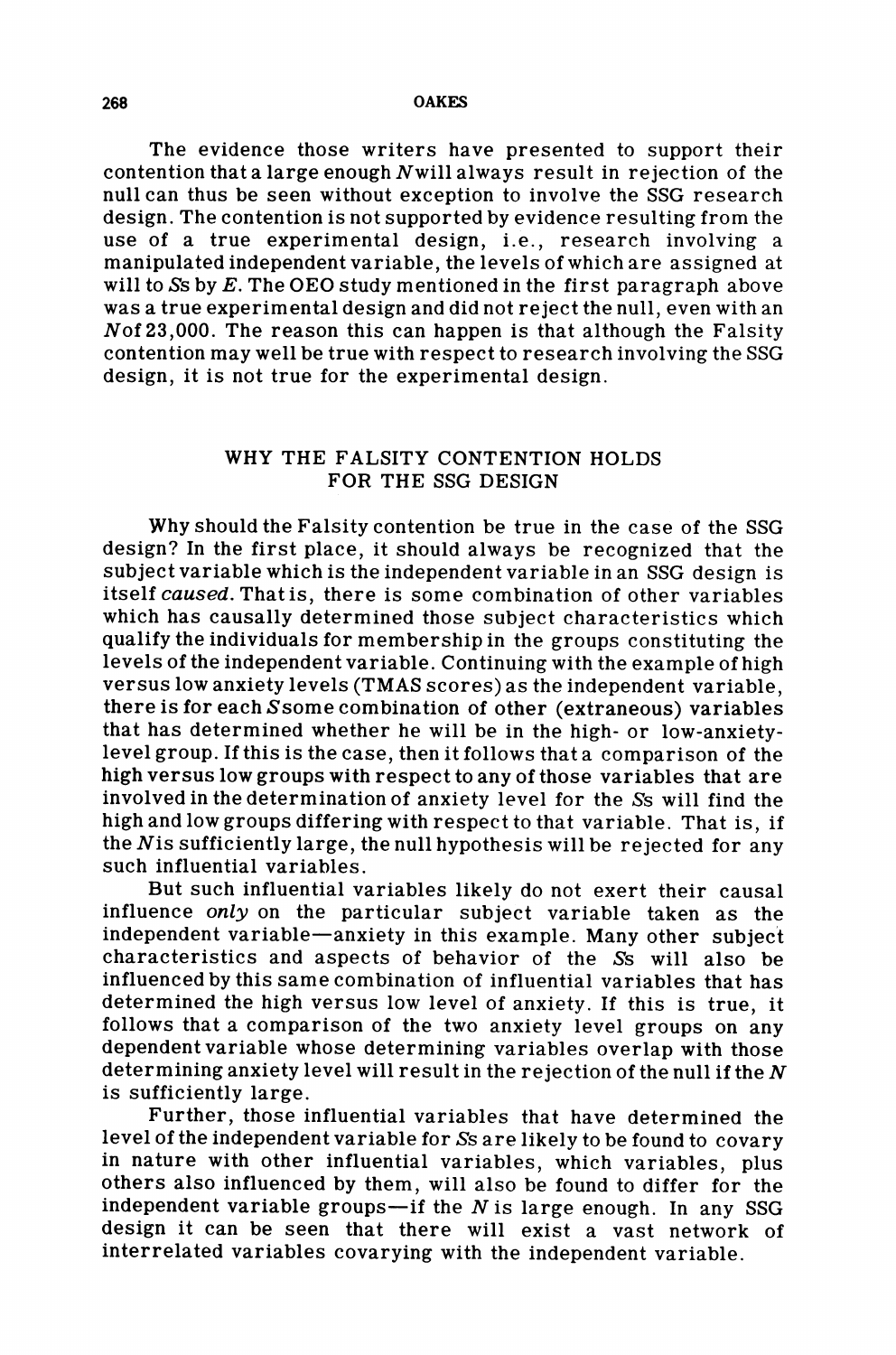The evidence those writers have presented to support their contention that a large enough *N* will always result in rejection of the null can thus be seen without exception to involve the SSG research design. The contention is not supported by evidence resulting from the use of a true experimental design, i.e., research involving a manipulated independent variable, the levels of which are assigned at will to *S*s by *E*. The OEO study mentioned in the first paragraph above was a true experimental design and did not reject the null, even with an *N* of 23,000. The reason this can happen is that although the Falsity contention may well be true with respect to research involving the SSG design, it is not true for the experimental design.

## WHY THE FALSITY CONTENTION HOLDS FOR THE SSG DESIGN

Why should the Falsity contention be true in the case of the SSG design? In the first place, it should always be recognized that the subject variable which is the independent variable in an SSG design is itself *caused*. That is, there is some combination of other variables which has causally determined those subject characteristics which qualify the individuals for membership in the groups constituting the levels of the independent variable. Continuing with the example of high versus low anxiety levels (TMAS scores) as the independent variable, there is for each *S* some combination of other (extraneous) variables that has determined whether he will be in the high- or low-anxiety-level group. If this is the case, then it follows that a comparison of the high versus low groups with respect to any of those variables that are involved in the determination of anxiety level for the *S*s will find the high and low groups differing with respect to that variable. That is, if the *N* is sufficiently large, the null hypothesis will be rejected for any such influential variables.

But such influential variables likely do not exert their causal influence *only* on the particular subject variable taken as the independent variable—anxiety in this example. Many other subject characteristics and aspects of behavior of the *S*s will also be influenced by this same combination of influential variables that has determined the high versus low level of anxiety. If this is true, it follows that a comparison of the two anxiety level groups on any dependent variable whose determining variables overlap with those determining anxiety level will result in the rejection of the null if the *N* is sufficiently large.

Further, those influential variables that have determined the level of the independent variable for *S*s are likely to be found to covary in nature with other influential variables, which variables, plus others also influenced by them, will also be found to differ for the independent variable groups—if the *N* is large enough. In any SSG design it can be seen that there will exist a vast network of interrelated variables covarying with the independent variable.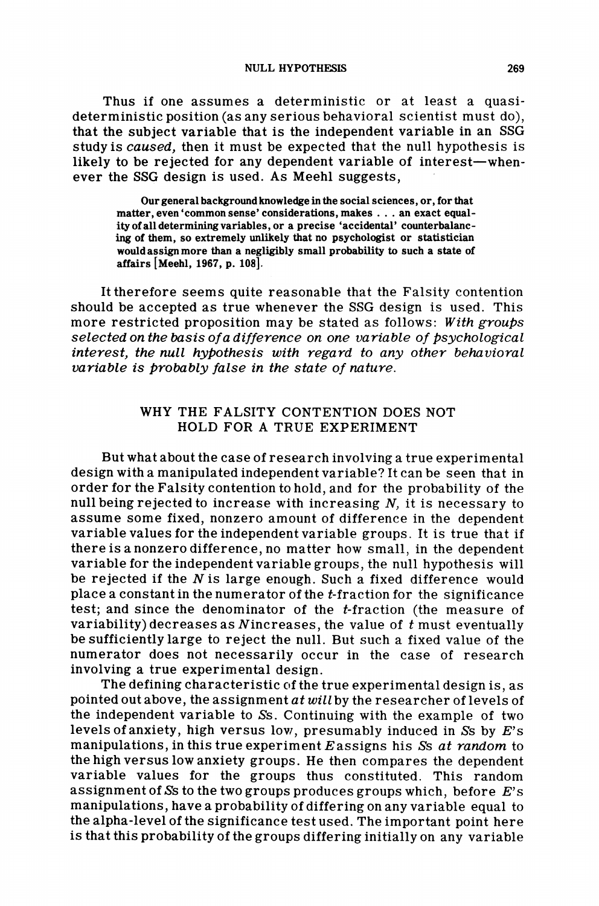Thus if one assumes a deterministic or at least a quasi-deterministic position (as any serious behavioral scientist must do), that the subject variable that is the independent variable in an SSG study is *caused,* then it must be expected that the null hypothesis is likely to be rejected for any dependent variable of interest—whenever the SSG design is used. As Meehl suggests,

> **Our general background knowledge in the social sciences, or, for that matter, even 'common sense' considerations, makes . . . an exact equality of all determining variables, or a precise 'accidental' counterbalancing of them, so extremely unlikely that no psychologist or statistician would assign more than a negligibly small probability to such a state of affairs [Meehl, 1967, p. 108].**

It therefore seems quite reasonable that the Falsity contention should be accepted as true whenever the SSG design is used. This more restricted proposition may be stated as follows: *With groups selected on the basis of a difference on one variable of psychological interest, the null hypothesis with regard to any other behavioral variable is probably false in the state of nature.*

## WHY THE FALSITY CONTENTION DOES NOT HOLD FOR A TRUE EXPERIMENT

But what about the case of research involving a true experimental design with a manipulated independent variable? It can be seen that in order for the Falsity contention to hold, and for the probability of the null being rejected to increase with increasing $N$, it is necessary to assume some fixed, nonzero amount of difference in the dependent variable values for the independent variable groups. It is true that if there is a nonzero difference, no matter how small, in the dependent variable for the independent variable groups, the null hypothesis will be rejected if the $N$ is large enough. Such a fixed difference would place a constant in the numerator of the $t$-fraction for the significance test; and since the denominator of the $t$-fraction (the measure of variability) decreases as $N$ increases, the value of $t$ must eventually be sufficiently large to reject the null. But such a fixed value of the numerator does not necessarily occur in the case of research involving a true experimental design.

The defining characteristic of the true experimental design is, as pointed out above, the assignment *at will* by the researcher of levels of the independent variable to *S*s. Continuing with the example of two levels of anxiety, high versus low, presumably induced in *S*s by *E*'s manipulations, in this true experiment *E* assigns his *S*s *at random* to the high versus low anxiety groups. He then compares the dependent variable values for the groups thus constituted. This random assignment of *S*s to the two groups produces groups which, before *E*'s manipulations, have a probability of differing on any variable equal to the alpha-level of the significance test used. The important point here is that this probability of the groups differing initially on any variable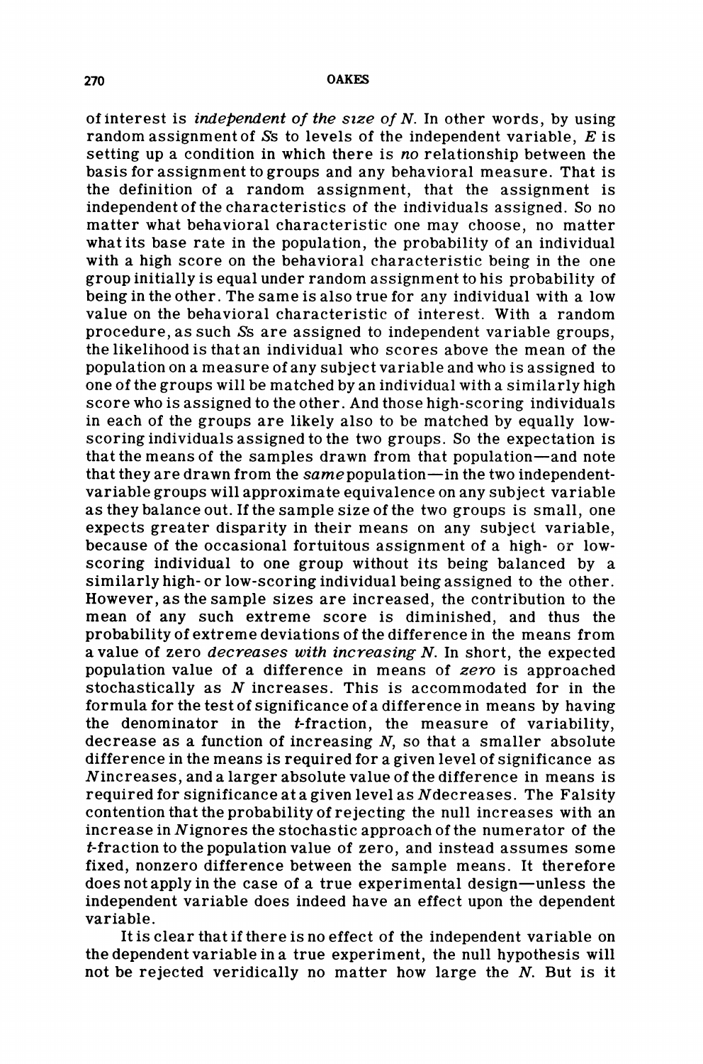of interest is *independent of the size of N*. In other words, by using random assignment of Ss to levels of the independent variable, *E* is setting up a condition in which there is *no* relationship between the basis for assignment to groups and any behavioral measure. That is the definition of a random assignment, that the assignment is independent of the characteristics of the individuals assigned. So no matter what behavioral characteristic one may choose, no matter what its base rate in the population, the probability of an individual with a high score on the behavioral characteristic being in the one group initially is equal under random assignment to his probability of being in the other. The same is also true for any individual with a low value on the behavioral characteristic of interest. With a random procedure, as such Ss are assigned to independent variable groups, the likelihood is that an individual who scores above the mean of the population on a measure of any subject variable and who is assigned to one of the groups will be matched by an individual with a similarly high score who is assigned to the other. And those high-scoring individuals in each of the groups are likely also to be matched by equally low-scoring individuals assigned to the two groups. So the expectation is that the means of the samples drawn from that population—and note that they are drawn from the *same* population—in the two independent-variable groups will approximate equivalence on any subject variable as they balance out. If the sample size of the two groups is small, one expects greater disparity in their means on any subject variable, because of the occasional fortuitous assignment of a high- or low-scoring individual to one group without its being balanced by a similarly high- or low-scoring individual being assigned to the other. However, as the sample sizes are increased, the contribution to the mean of any such extreme score is diminished, and thus the probability of extreme deviations of the difference in the means from a value of zero *decreases with increasing N*. In short, the expected population value of a difference in means of *zero* is approached stochastically as *N* increases. This is accommodated for in the formula for the test of significance of a difference in means by having the denominator in the *t*-fraction, the measure of variability, decrease as a function of increasing *N*, so that a smaller absolute difference in the means is required for a given level of significance as *N* increases, and a larger absolute value of the difference in means is required for significance at a given level as *N* decreases. The Falsity contention that the probability of rejecting the null increases with an increase in *N* ignores the stochastic approach of the numerator of the *t*-fraction to the population value of zero, and instead assumes some fixed, nonzero difference between the sample means. It therefore does not apply in the case of a true experimental design—unless the independent variable does indeed have an effect upon the dependent variable.

It is clear that if there is no effect of the independent variable on the dependent variable in a true experiment, the null hypothesis will not be rejected veridically no matter how large the *N*. But is it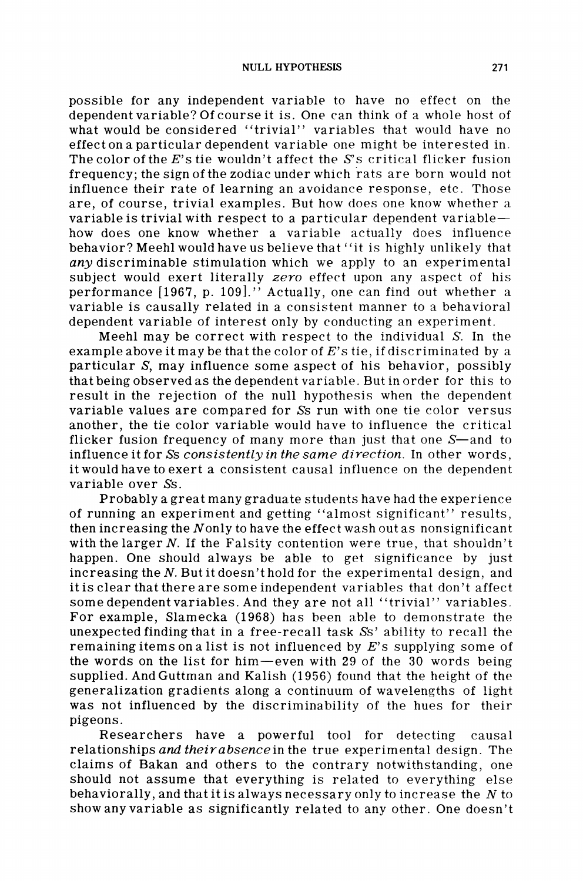possible for any independent variable to have no effect on the dependent variable? Of course it is. One can think of a whole host of what would be considered "trivial" variables that would have no effect on a particular dependent variable one might be interested in. The color of the *E*'s tie wouldn't affect the *S*'s critical flicker fusion frequency; the sign of the zodiac under which rats are born would not influence their rate of learning an avoidance response, etc. Those are, of course, trivial examples. But how does one know whether a variable is trivial with respect to a particular dependent variable—how does one know whether a variable actually does influence behavior? Meehl would have us believe that "it is highly unlikely that *any* discriminable stimulation which we apply to an experimental subject would exert literally *zero* effect upon any aspect of his performance [1967, p. 109]." Actually, one can find out whether a variable is causally related in a consistent manner to a behavioral dependent variable of interest only by conducting an experiment.

Meehl may be correct with respect to the individual *S*. In the example above it may be that the color of *E*'s tie, if discriminated by a particular *S*, may influence some aspect of his behavior, possibly that being observed as the dependent variable. But in order for this to result in the rejection of the null hypothesis when the dependent variable values are compared for *S*s run with one tie color versus another, the tie color variable would have to influence the critical flicker fusion frequency of many more than just that one *S*—and to influence it for *S*s *consistently in the same direction*. In other words, it would have to exert a consistent causal influence on the dependent variable over *S*s.

Probably a great many graduate students have had the experience of running an experiment and getting "almost significant" results, then increasing the *N* only to have the effect wash out as nonsignificant with the larger *N*. If the Falsity contention were true, that shouldn't happen. One should always be able to get significance by just increasing the *N*. But it doesn't hold for the experimental design, and it is clear that there are some independent variables that don't affect some dependent variables. And they are not all "trivial" variables. For example, Slamecka (1968) has been able to demonstrate the unexpected finding that in a free-recall task *S*s' ability to recall the remaining items on a list is not influenced by *E*'s supplying some of the words on the list for him—even with 29 of the 30 words being supplied. And Guttman and Kalish (1956) found that the height of the generalization gradients along a continuum of wavelengths of light was not influenced by the discriminability of the hues for their pigeons.

Researchers have a powerful tool for detecting causal relationships *and their absence* in the true experimental design. The claims of Bakan and others to the contrary notwithstanding, one should not assume that everything is related to everything else behaviorally, and that it is always necessary only to increase the *N* to show any variable as significantly related to any other. One doesn't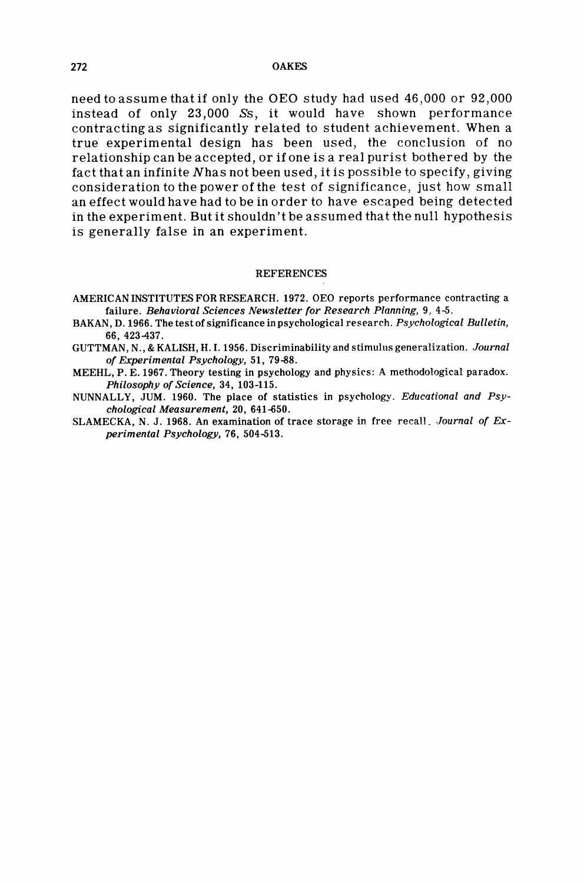need to assume that if only the OEO study had used 46,000 or 92,000 instead of only 23,000 *S*s, it would have shown performance contracting as significantly related to student achievement. When a true experimental design has been used, the conclusion of no relationship can be accepted, or if one is a real purist bothered by the fact that an infinite *N* has not been used, it is possible to specify, giving consideration to the power of the test of significance, just how small an effect would have had to be in order to have escaped being detected in the experiment. But it shouldn't be assumed that the null hypothesis is generally false in an experiment.

## REFERENCES

AMERICAN INSTITUTES FOR RESEARCH. 1972. OEO reports performance contracting a failure. *Behavioral Sciences Newsletter for Research Planning,* 9, 4-5.

BAKAN, D. 1966. The test of significance in psychological research. *Psychological Bulletin,* 66, 423-437.

GUTTMAN, N., & KALISH, H. I. 1956. Discriminability and stimulus generalization. *Journal of Experimental Psychology,* 51, 79-88.

MEEHL, P. E. 1967. Theory testing in psychology and physics: A methodological paradox. *Philosophy of Science,* 34, 103-115.

NUNNALLY, JUM. 1960. The place of statistics in psychology. *Educational and Psychological Measurement,* 20, 641-650.

SLAMECKA, N. J. 1968. An examination of trace storage in free recall. *Journal of Experimental Psychology,* 76, 504-513.